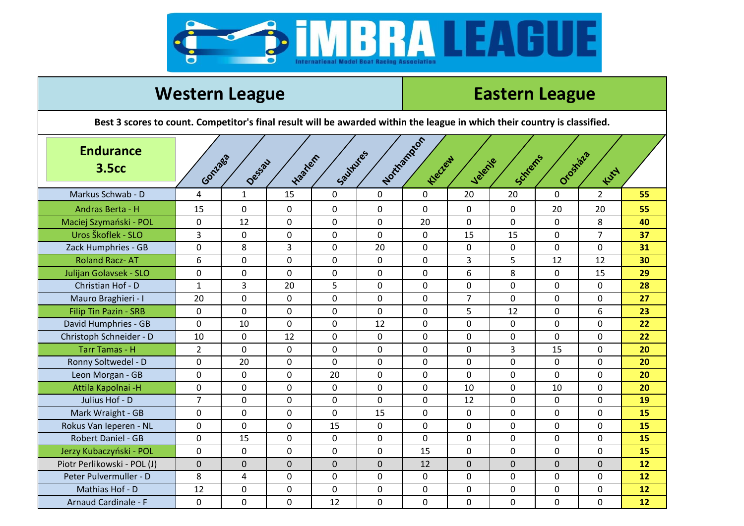# iMBRA LEAGUE

International Model Boat Racing Association

| Western League | | | | | | Eastern League | | | | | |
|---|---|---|---|---|---|---|---|---|---|---|---|

**Best 3 scores to count. Competitor's final result will be awarded within the league in which their country is classified.**

| Endurance 3.5cc | Gonzaga | Dessau | Haarlem | Saulxures | Northampton | Kleczew | Velenje | Schrems | Orosháza | Kuty | |
|---|---|---|---|---|---|---|---|---|---|---|---|
| Markus Schwab - D | 4 | 1 | 15 | 0 | 0 | 0 | 20 | 20 | 0 | 2 | **55** |
| Andras Berta - H | 15 | 0 | 0 | 0 | 0 | 0 | 0 | 0 | 20 | 20 | **55** |
| Maciej Szymański - POL | 0 | 12 | 0 | 0 | 0 | 20 | 0 | 0 | 0 | 8 | **40** |
| Uros Škoflek - SLO | 3 | 0 | 0 | 0 | 0 | 0 | 15 | 15 | 0 | 7 | **37** |
| Zack Humphries - GB | 0 | 8 | 3 | 0 | 20 | 0 | 0 | 0 | 0 | 0 | **31** |
| Roland Racz- AT | 6 | 0 | 0 | 0 | 0 | 0 | 3 | 5 | 12 | 12 | **30** |
| Julijan Golavsek - SLO | 0 | 0 | 0 | 0 | 0 | 0 | 6 | 8 | 0 | 15 | **29** |
| Christian Hof - D | 1 | 3 | 20 | 5 | 0 | 0 | 0 | 0 | 0 | 0 | **28** |
| Mauro Braghieri - I | 20 | 0 | 0 | 0 | 0 | 0 | 7 | 0 | 0 | 0 | **27** |
| Filip Tin Pazin - SRB | 0 | 0 | 0 | 0 | 0 | 0 | 5 | 12 | 0 | 6 | **23** |
| David Humphries - GB | 0 | 10 | 0 | 0 | 12 | 0 | 0 | 0 | 0 | 0 | **22** |
| Christoph Schneider - D | 10 | 0 | 12 | 0 | 0 | 0 | 0 | 0 | 0 | 0 | **22** |
| Tarr Tamas - H | 2 | 0 | 0 | 0 | 0 | 0 | 0 | 3 | 15 | 0 | **20** |
| Ronny Soltwedel - D | 0 | 20 | 0 | 0 | 0 | 0 | 0 | 0 | 0 | 0 | **20** |
| Leon Morgan - GB | 0 | 0 | 0 | 20 | 0 | 0 | 0 | 0 | 0 | 0 | **20** |
| Attila Kapolnai -H | 0 | 0 | 0 | 0 | 0 | 0 | 10 | 0 | 10 | 0 | **20** |
| Julius Hof - D | 7 | 0 | 0 | 0 | 0 | 0 | 12 | 0 | 0 | 0 | **19** |
| Mark Wraight - GB | 0 | 0 | 0 | 0 | 15 | 0 | 0 | 0 | 0 | 0 | **15** |
| Rokus Van Ieperen - NL | 0 | 0 | 0 | 15 | 0 | 0 | 0 | 0 | 0 | 0 | **15** |
| Robert Daniel - GB | 0 | 15 | 0 | 0 | 0 | 0 | 0 | 0 | 0 | 0 | **15** |
| Jerzy Kubaczyński - POL | 0 | 0 | 0 | 0 | 0 | 15 | 0 | 0 | 0 | 0 | **15** |
| Piotr Perlikowski - POL (J) | 0 | 0 | 0 | 0 | 0 | 12 | 0 | 0 | 0 | 0 | **12** |
| Peter Pulvermuller - D | 8 | 4 | 0 | 0 | 0 | 0 | 0 | 0 | 0 | 0 | **12** |
| Mathias Hof - D | 12 | 0 | 0 | 0 | 0 | 0 | 0 | 0 | 0 | 0 | **12** |
| Arnaud Cardinale - F | 0 | 0 | 0 | 12 | 0 | 0 | 0 | 0 | 0 | 0 | **12** |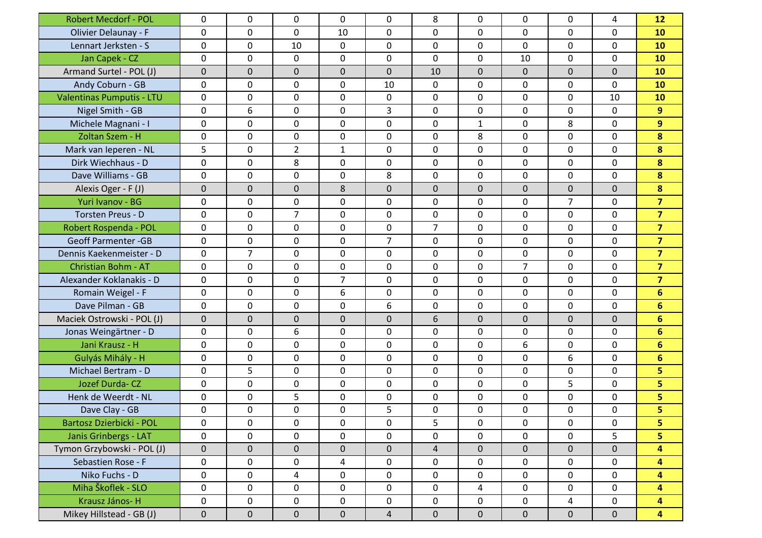| | | | | | | | | | | | |
|---|---|---|---|---|---|---|---|---|---|---|---|
| Robert Mecdorf - POL | 0 | 0 | 0 | 0 | 0 | 8 | 0 | 0 | 0 | 4 | **12** |
| Olivier Delaunay - F | 0 | 0 | 0 | 10 | 0 | 0 | 0 | 0 | 0 | 0 | **10** |
| Lennart Jerksten - S | 0 | 0 | 10 | 0 | 0 | 0 | 0 | 0 | 0 | 0 | **10** |
| Jan Capek - CZ | 0 | 0 | 0 | 0 | 0 | 0 | 0 | 10 | 0 | 0 | **10** |
| Armand Surtel - POL (J) | 0 | 0 | 0 | 0 | 0 | 10 | 0 | 0 | 0 | 0 | **10** |
| Andy Coburn - GB | 0 | 0 | 0 | 0 | 10 | 0 | 0 | 0 | 0 | 0 | **10** |
| Valentinas Pumputis - LTU | 0 | 0 | 0 | 0 | 0 | 0 | 0 | 0 | 0 | 10 | **10** |
| Nigel Smith - GB | 0 | 6 | 0 | 0 | 3 | 0 | 0 | 0 | 0 | 0 | **9** |
| Michele Magnani - I | 0 | 0 | 0 | 0 | 0 | 0 | 1 | 0 | 8 | 0 | **9** |
| Zoltan Szem - H | 0 | 0 | 0 | 0 | 0 | 0 | 8 | 0 | 0 | 0 | **8** |
| Mark van Ieperen - NL | 5 | 0 | 2 | 1 | 0 | 0 | 0 | 0 | 0 | 0 | **8** |
| Dirk Wiechhaus - D | 0 | 0 | 8 | 0 | 0 | 0 | 0 | 0 | 0 | 0 | **8** |
| Dave Williams - GB | 0 | 0 | 0 | 0 | 8 | 0 | 0 | 0 | 0 | 0 | **8** |
| Alexis Oger - F (J) | 0 | 0 | 0 | 8 | 0 | 0 | 0 | 0 | 0 | 0 | **8** |
| Yuri Ivanov - BG | 0 | 0 | 0 | 0 | 0 | 0 | 0 | 0 | 7 | 0 | **7** |
| Torsten Preus - D | 0 | 0 | 7 | 0 | 0 | 0 | 0 | 0 | 0 | 0 | **7** |
| Robert Rospenda - POL | 0 | 0 | 0 | 0 | 0 | 7 | 0 | 0 | 0 | 0 | **7** |
| Geoff Parmenter -GB | 0 | 0 | 0 | 0 | 7 | 0 | 0 | 0 | 0 | 0 | **7** |
| Dennis Kaekenmeister - D | 0 | 7 | 0 | 0 | 0 | 0 | 0 | 0 | 0 | 0 | **7** |
| Christian Bohm - AT | 0 | 0 | 0 | 0 | 0 | 0 | 0 | 7 | 0 | 0 | **7** |
| Alexander Koklanakis - D | 0 | 0 | 0 | 7 | 0 | 0 | 0 | 0 | 0 | 0 | **7** |
| Romain Weigel - F | 0 | 0 | 0 | 6 | 0 | 0 | 0 | 0 | 0 | 0 | **6** |
| Dave Pilman - GB | 0 | 0 | 0 | 0 | 6 | 0 | 0 | 0 | 0 | 0 | **6** |
| Maciek Ostrowski - POL (J) | 0 | 0 | 0 | 0 | 0 | 6 | 0 | 0 | 0 | 0 | **6** |
| Jonas Weingärtner - D | 0 | 0 | 6 | 0 | 0 | 0 | 0 | 0 | 0 | 0 | **6** |
| Jani Krausz - H | 0 | 0 | 0 | 0 | 0 | 0 | 0 | 6 | 0 | 0 | **6** |
| Gulyás Mihály - H | 0 | 0 | 0 | 0 | 0 | 0 | 0 | 0 | 6 | 0 | **6** |
| Michael Bertram - D | 0 | 5 | 0 | 0 | 0 | 0 | 0 | 0 | 0 | 0 | **5** |
| Jozef Durda- CZ | 0 | 0 | 0 | 0 | 0 | 0 | 0 | 0 | 5 | 0 | **5** |
| Henk de Weerdt - NL | 0 | 0 | 5 | 0 | 0 | 0 | 0 | 0 | 0 | 0 | **5** |
| Dave Clay - GB | 0 | 0 | 0 | 0 | 5 | 0 | 0 | 0 | 0 | 0 | **5** |
| Bartosz Dzierbicki - POL | 0 | 0 | 0 | 0 | 0 | 5 | 0 | 0 | 0 | 0 | **5** |
| Janis Grinbergs - LAT | 0 | 0 | 0 | 0 | 0 | 0 | 0 | 0 | 0 | 5 | **5** |
| Tymon Grzybowski - POL (J) | 0 | 0 | 0 | 0 | 0 | 4 | 0 | 0 | 0 | 0 | **4** |
| Sebastien Rose - F | 0 | 0 | 0 | 4 | 0 | 0 | 0 | 0 | 0 | 0 | **4** |
| Niko Fuchs - D | 0 | 0 | 4 | 0 | 0 | 0 | 0 | 0 | 0 | 0 | **4** |
| Miha Škoflek - SLO | 0 | 0 | 0 | 0 | 0 | 0 | 4 | 0 | 0 | 0 | **4** |
| Krausz János- H | 0 | 0 | 0 | 0 | 0 | 0 | 0 | 0 | 4 | 0 | **4** |
| Mikey Hillstead - GB (J) | 0 | 0 | 0 | 0 | 4 | 0 | 0 | 0 | 0 | 0 | **4** |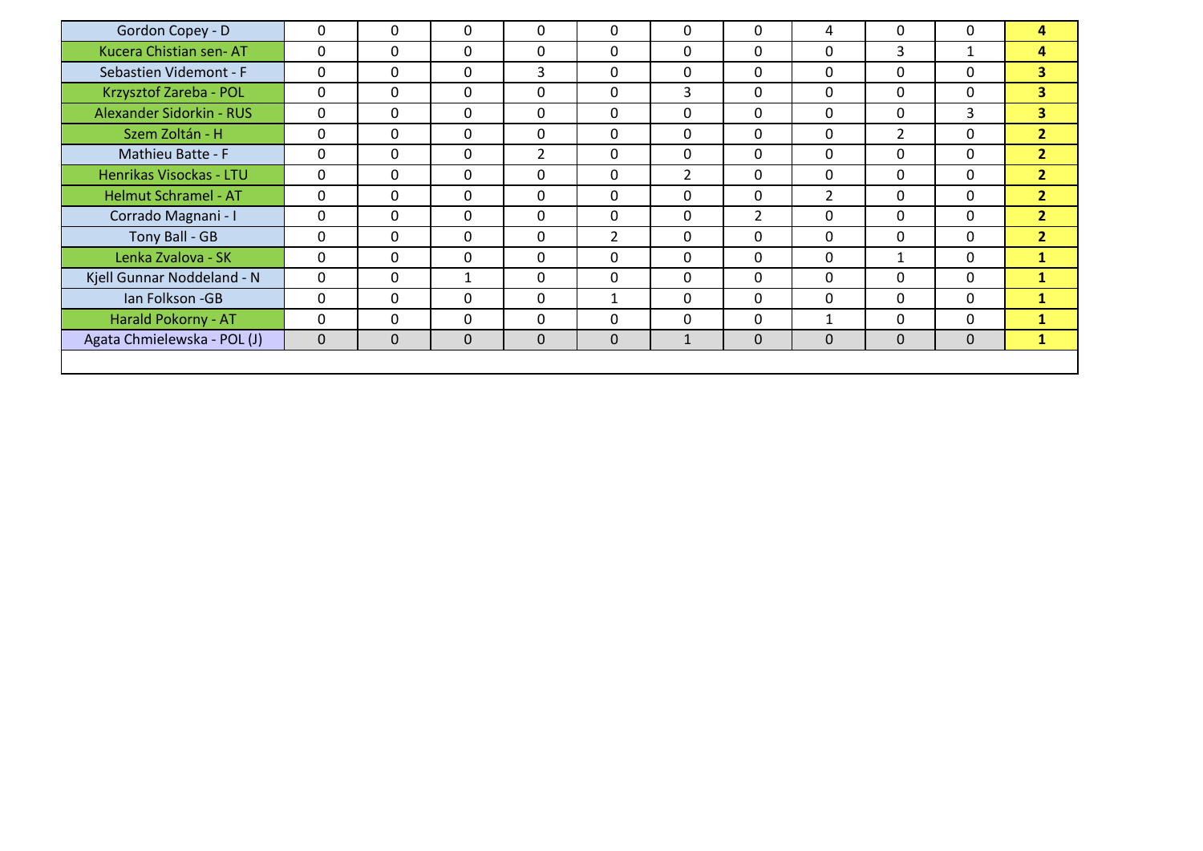| | | | | | | | | | | | |
|---|---|---|---|---|---|---|---|---|---|---|---|
| Gordon Copey - D | 0 | 0 | 0 | 0 | 0 | 0 | 0 | 4 | 0 | 0 | **4** |
| Kucera Chistian sen- AT | 0 | 0 | 0 | 0 | 0 | 0 | 0 | 0 | 3 | 1 | **4** |
| Sebastien Videmont - F | 0 | 0 | 0 | 3 | 0 | 0 | 0 | 0 | 0 | 0 | **3** |
| Krzysztof Zareba - POL | 0 | 0 | 0 | 0 | 0 | 3 | 0 | 0 | 0 | 0 | **3** |
| Alexander Sidorkin - RUS | 0 | 0 | 0 | 0 | 0 | 0 | 0 | 0 | 0 | 3 | **3** |
| Szem Zoltán - H | 0 | 0 | 0 | 0 | 0 | 0 | 0 | 0 | 2 | 0 | **2** |
| Mathieu Batte - F | 0 | 0 | 0 | 2 | 0 | 0 | 0 | 0 | 0 | 0 | **2** |
| Henrikas Visockas - LTU | 0 | 0 | 0 | 0 | 0 | 2 | 0 | 0 | 0 | 0 | **2** |
| Helmut Schramel - AT | 0 | 0 | 0 | 0 | 0 | 0 | 0 | 2 | 0 | 0 | **2** |
| Corrado Magnani - I | 0 | 0 | 0 | 0 | 0 | 0 | 2 | 0 | 0 | 0 | **2** |
| Tony Ball - GB | 0 | 0 | 0 | 0 | 2 | 0 | 0 | 0 | 0 | 0 | **2** |
| Lenka Zvalova - SK | 0 | 0 | 0 | 0 | 0 | 0 | 0 | 0 | 1 | 0 | **1** |
| Kjell Gunnar Noddeland - N | 0 | 0 | 1 | 0 | 0 | 0 | 0 | 0 | 0 | 0 | **1** |
| Ian Folkson -GB | 0 | 0 | 0 | 0 | 1 | 0 | 0 | 0 | 0 | 0 | **1** |
| Harald Pokorny - AT | 0 | 0 | 0 | 0 | 0 | 0 | 0 | 1 | 0 | 0 | **1** |
| Agata Chmielewska - POL (J) | 0 | 0 | 0 | 0 | 0 | 1 | 0 | 0 | 0 | 0 | **1** |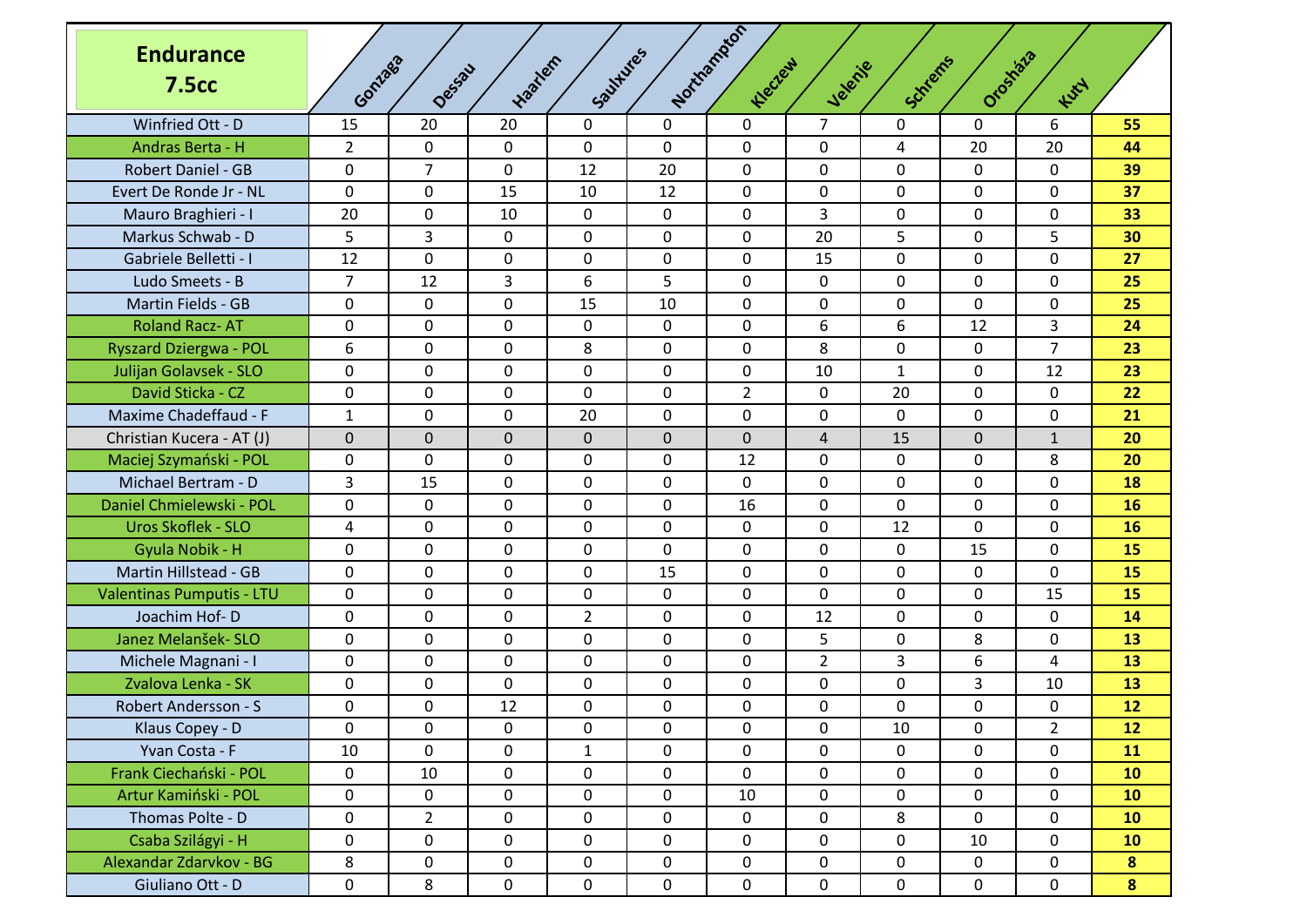| Endurance 7.5cc | Gonzaga | Dessau | Haarlem | Saulxures | Northampton | Kleczew | Velenje | Schrems | Orosháza | Kuty | |
|---|---|---|---|---|---|---|---|---|---|---|---|
| Winfried Ott - D | 15 | 20 | 20 | 0 | 0 | 0 | 7 | 0 | 0 | 6 | **55** |
| Andras Berta - H | 2 | 0 | 0 | 0 | 0 | 0 | 0 | 4 | 20 | 20 | **44** |
| Robert Daniel - GB | 0 | 7 | 0 | 12 | 20 | 0 | 0 | 0 | 0 | 0 | **39** |
| Evert De Ronde Jr - NL | 0 | 0 | 15 | 10 | 12 | 0 | 0 | 0 | 0 | 0 | **37** |
| Mauro Braghieri - I | 20 | 0 | 10 | 0 | 0 | 0 | 3 | 0 | 0 | 0 | **33** |
| Markus Schwab - D | 5 | 3 | 0 | 0 | 0 | 0 | 20 | 5 | 0 | 5 | **30** |
| Gabriele Belletti - I | 12 | 0 | 0 | 0 | 0 | 0 | 15 | 0 | 0 | 0 | **27** |
| Ludo Smeets - B | 7 | 12 | 3 | 6 | 5 | 0 | 0 | 0 | 0 | 0 | **25** |
| Martin Fields - GB | 0 | 0 | 0 | 15 | 10 | 0 | 0 | 0 | 0 | 0 | **25** |
| Roland Racz- AT | 0 | 0 | 0 | 0 | 0 | 0 | 6 | 6 | 12 | 3 | **24** |
| Ryszard Dziergwa - POL | 6 | 0 | 0 | 8 | 0 | 0 | 8 | 0 | 0 | 7 | **23** |
| Julijan Golavsek - SLO | 0 | 0 | 0 | 0 | 0 | 0 | 10 | 1 | 0 | 12 | **23** |
| David Sticka - CZ | 0 | 0 | 0 | 0 | 0 | 2 | 0 | 20 | 0 | 0 | **22** |
| Maxime Chadeffaud - F | 1 | 0 | 0 | 20 | 0 | 0 | 0 | 0 | 0 | 0 | **21** |
| Christian Kucera - AT (J) | 0 | 0 | 0 | 0 | 0 | 0 | 4 | 15 | 0 | 1 | **20** |
| Maciej Szymański - POL | 0 | 0 | 0 | 0 | 0 | 12 | 0 | 0 | 0 | 8 | **20** |
| Michael Bertram - D | 3 | 15 | 0 | 0 | 0 | 0 | 0 | 0 | 0 | 0 | **18** |
| Daniel Chmielewski - POL | 0 | 0 | 0 | 0 | 0 | 16 | 0 | 0 | 0 | 0 | **16** |
| Uros Skoflek - SLO | 4 | 0 | 0 | 0 | 0 | 0 | 0 | 12 | 0 | 0 | **16** |
| Gyula Nobik - H | 0 | 0 | 0 | 0 | 0 | 0 | 0 | 0 | 15 | 0 | **15** |
| Martin Hillstead - GB | 0 | 0 | 0 | 0 | 15 | 0 | 0 | 0 | 0 | 0 | **15** |
| Valentinas Pumputis - LTU | 0 | 0 | 0 | 0 | 0 | 0 | 0 | 0 | 0 | 15 | **15** |
| Joachim Hof- D | 0 | 0 | 0 | 2 | 0 | 0 | 12 | 0 | 0 | 0 | **14** |
| Janez Melanšek- SLO | 0 | 0 | 0 | 0 | 0 | 0 | 5 | 0 | 8 | 0 | **13** |
| Michele Magnani - I | 0 | 0 | 0 | 0 | 0 | 0 | 2 | 3 | 6 | 4 | **13** |
| Zvalova Lenka - SK | 0 | 0 | 0 | 0 | 0 | 0 | 0 | 0 | 3 | 10 | **13** |
| Robert Andersson - S | 0 | 0 | 12 | 0 | 0 | 0 | 0 | 0 | 0 | 0 | **12** |
| Klaus Copey - D | 0 | 0 | 0 | 0 | 0 | 0 | 0 | 10 | 0 | 2 | **12** |
| Yvan Costa - F | 10 | 0 | 0 | 1 | 0 | 0 | 0 | 0 | 0 | 0 | **11** |
| Frank Ciechański - POL | 0 | 10 | 0 | 0 | 0 | 0 | 0 | 0 | 0 | 0 | **10** |
| Artur Kamiński - POL | 0 | 0 | 0 | 0 | 0 | 10 | 0 | 0 | 0 | 0 | **10** |
| Thomas Polte - D | 0 | 2 | 0 | 0 | 0 | 0 | 0 | 8 | 0 | 0 | **10** |
| Csaba Szilágyi - H | 0 | 0 | 0 | 0 | 0 | 0 | 0 | 0 | 10 | 0 | **10** |
| Alexandar Zdarvkov - BG | 8 | 0 | 0 | 0 | 0 | 0 | 0 | 0 | 0 | 0 | **8** |
| Giuliano Ott - D | 0 | 8 | 0 | 0 | 0 | 0 | 0 | 0 | 0 | 0 | **8** |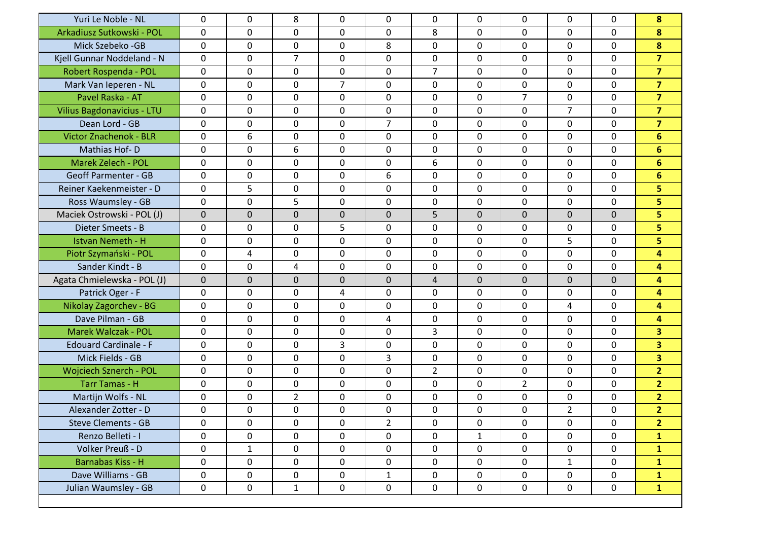| | | | | | | | | | | | |
|---|---|---|---|---|---|---|---|---|---|---|---|
| Yuri Le Noble - NL | 0 | 0 | 8 | 0 | 0 | 0 | 0 | 0 | 0 | 0 | **8** |
| Arkadiusz Sutkowski - POL | 0 | 0 | 0 | 0 | 0 | 8 | 0 | 0 | 0 | 0 | **8** |
| Mick Szebeko -GB | 0 | 0 | 0 | 0 | 8 | 0 | 0 | 0 | 0 | 0 | **8** |
| Kjell Gunnar Noddeland - N | 0 | 0 | 7 | 0 | 0 | 0 | 0 | 0 | 0 | 0 | **7** |
| Robert Rospenda - POL | 0 | 0 | 0 | 0 | 0 | 7 | 0 | 0 | 0 | 0 | **7** |
| Mark Van Ieperen - NL | 0 | 0 | 0 | 7 | 0 | 0 | 0 | 0 | 0 | 0 | **7** |
| Pavel Raska - AT | 0 | 0 | 0 | 0 | 0 | 0 | 0 | 7 | 0 | 0 | **7** |
| Vilius Bagdonavicius - LTU | 0 | 0 | 0 | 0 | 0 | 0 | 0 | 0 | 7 | 0 | **7** |
| Dean Lord - GB | 0 | 0 | 0 | 0 | 7 | 0 | 0 | 0 | 0 | 0 | **7** |
| Victor Znachenok - BLR | 0 | 6 | 0 | 0 | 0 | 0 | 0 | 0 | 0 | 0 | **6** |
| Mathias Hof- D | 0 | 0 | 6 | 0 | 0 | 0 | 0 | 0 | 0 | 0 | **6** |
| Marek Zelech - POL | 0 | 0 | 0 | 0 | 0 | 6 | 0 | 0 | 0 | 0 | **6** |
| Geoff Parmenter - GB | 0 | 0 | 0 | 0 | 6 | 0 | 0 | 0 | 0 | 0 | **6** |
| Reiner Kaekenmeister - D | 0 | 5 | 0 | 0 | 0 | 0 | 0 | 0 | 0 | 0 | **5** |
| Ross Waumsley - GB | 0 | 0 | 5 | 0 | 0 | 0 | 0 | 0 | 0 | 0 | **5** |
| Maciek Ostrowski - POL (J) | 0 | 0 | 0 | 0 | 0 | 5 | 0 | 0 | 0 | 0 | **5** |
| Dieter Smeets - B | 0 | 0 | 0 | 5 | 0 | 0 | 0 | 0 | 0 | 0 | **5** |
| Istvan Nemeth - H | 0 | 0 | 0 | 0 | 0 | 0 | 0 | 0 | 5 | 0 | **5** |
| Piotr Szymański - POL | 0 | 4 | 0 | 0 | 0 | 0 | 0 | 0 | 0 | 0 | **4** |
| Sander Kindt - B | 0 | 0 | 4 | 0 | 0 | 0 | 0 | 0 | 0 | 0 | **4** |
| Agata Chmielewska - POL (J) | 0 | 0 | 0 | 0 | 0 | 4 | 0 | 0 | 0 | 0 | **4** |
| Patrick Oger - F | 0 | 0 | 0 | 4 | 0 | 0 | 0 | 0 | 0 | 0 | **4** |
| Nikolay Zagorchev - BG | 0 | 0 | 0 | 0 | 0 | 0 | 0 | 0 | 4 | 0 | **4** |
| Dave Pilman - GB | 0 | 0 | 0 | 0 | 4 | 0 | 0 | 0 | 0 | 0 | **4** |
| Marek Walczak - POL | 0 | 0 | 0 | 0 | 0 | 3 | 0 | 0 | 0 | 0 | **3** |
| Edouard Cardinale - F | 0 | 0 | 0 | 3 | 0 | 0 | 0 | 0 | 0 | 0 | **3** |
| Mick Fields - GB | 0 | 0 | 0 | 0 | 3 | 0 | 0 | 0 | 0 | 0 | **3** |
| Wojciech Sznerch - POL | 0 | 0 | 0 | 0 | 0 | 2 | 0 | 0 | 0 | 0 | **2** |
| Tarr Tamas - H | 0 | 0 | 0 | 0 | 0 | 0 | 0 | 2 | 0 | 0 | **2** |
| Martijn Wolfs - NL | 0 | 0 | 2 | 0 | 0 | 0 | 0 | 0 | 0 | 0 | **2** |
| Alexander Zotter - D | 0 | 0 | 0 | 0 | 0 | 0 | 0 | 0 | 2 | 0 | **2** |
| Steve Clements - GB | 0 | 0 | 0 | 0 | 2 | 0 | 0 | 0 | 0 | 0 | **2** |
| Renzo Belleti - I | 0 | 0 | 0 | 0 | 0 | 0 | 1 | 0 | 0 | 0 | **1** |
| Volker Preuß - D | 0 | 1 | 0 | 0 | 0 | 0 | 0 | 0 | 0 | 0 | **1** |
| Barnabas Kiss - H | 0 | 0 | 0 | 0 | 0 | 0 | 0 | 0 | 1 | 0 | **1** |
| Dave Williams - GB | 0 | 0 | 0 | 0 | 1 | 0 | 0 | 0 | 0 | 0 | **1** |
| Julian Waumsley - GB | 0 | 0 | 1 | 0 | 0 | 0 | 0 | 0 | 0 | 0 | **1** |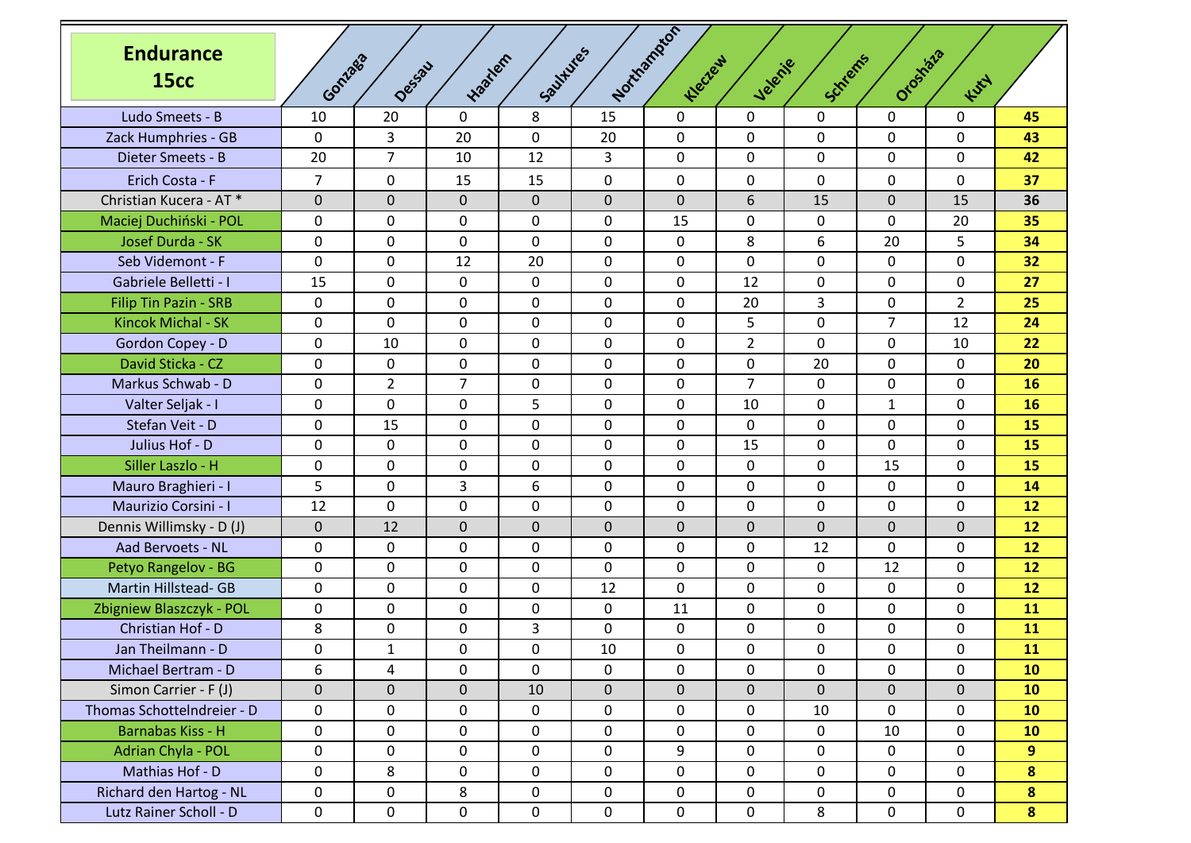| Endurance 15cc | Gonzaga | Dessau | Haarlem | Saulxures | Northampton | Kleczew | Velenje | Schrems | Orosháza | Kuty | |
|---|---|---|---|---|---|---|---|---|---|---|---|
| Ludo Smeets - B | 10 | 20 | 0 | 8 | 15 | 0 | 0 | 0 | 0 | 0 | **45** |
| Zack Humphries - GB | 0 | 3 | 20 | 0 | 20 | 0 | 0 | 0 | 0 | 0 | **43** |
| Dieter Smeets - B | 20 | 7 | 10 | 12 | 3 | 0 | 0 | 0 | 0 | 0 | **42** |
| Erich Costa - F | 7 | 0 | 15 | 15 | 0 | 0 | 0 | 0 | 0 | 0 | **37** |
| Christian Kucera - AT * | 0 | 0 | 0 | 0 | 0 | 0 | 6 | 15 | 0 | 15 | **36** |
| Maciej Duchiński - POL | 0 | 0 | 0 | 0 | 0 | 15 | 0 | 0 | 0 | 20 | **35** |
| Josef Durda - SK | 0 | 0 | 0 | 0 | 0 | 0 | 8 | 6 | 20 | 5 | **34** |
| Seb Videmont - F | 0 | 0 | 12 | 20 | 0 | 0 | 0 | 0 | 0 | 0 | **32** |
| Gabriele Belletti - I | 15 | 0 | 0 | 0 | 0 | 0 | 12 | 0 | 0 | 0 | **27** |
| Filip Tin Pazin - SRB | 0 | 0 | 0 | 0 | 0 | 0 | 20 | 3 | 0 | 2 | **25** |
| Kincok Michal - SK | 0 | 0 | 0 | 0 | 0 | 0 | 5 | 0 | 7 | 12 | **24** |
| Gordon Copey - D | 0 | 10 | 0 | 0 | 0 | 0 | 2 | 0 | 0 | 10 | **22** |
| David Sticka - CZ | 0 | 0 | 0 | 0 | 0 | 0 | 0 | 20 | 0 | 0 | **20** |
| Markus Schwab - D | 0 | 2 | 7 | 0 | 0 | 0 | 7 | 0 | 0 | 0 | **16** |
| Valter Seljak - I | 0 | 0 | 0 | 5 | 0 | 0 | 10 | 0 | 1 | 0 | **16** |
| Stefan Veit - D | 0 | 15 | 0 | 0 | 0 | 0 | 0 | 0 | 0 | 0 | **15** |
| Julius Hof - D | 0 | 0 | 0 | 0 | 0 | 0 | 15 | 0 | 0 | 0 | **15** |
| Siller Laszlo - H | 0 | 0 | 0 | 0 | 0 | 0 | 0 | 0 | 15 | 0 | **15** |
| Mauro Braghieri - I | 5 | 0 | 3 | 6 | 0 | 0 | 0 | 0 | 0 | 0 | **14** |
| Maurizio Corsini - I | 12 | 0 | 0 | 0 | 0 | 0 | 0 | 0 | 0 | 0 | **12** |
| Dennis Willimsky - D (J) | 0 | 12 | 0 | 0 | 0 | 0 | 0 | 0 | 0 | 0 | **12** |
| Aad Bervoets - NL | 0 | 0 | 0 | 0 | 0 | 0 | 0 | 12 | 0 | 0 | **12** |
| Petyo Rangelov - BG | 0 | 0 | 0 | 0 | 0 | 0 | 0 | 0 | 12 | 0 | **12** |
| Martin Hillstead- GB | 0 | 0 | 0 | 0 | 12 | 0 | 0 | 0 | 0 | 0 | **12** |
| Zbigniew Blaszczyk - POL | 0 | 0 | 0 | 0 | 0 | 11 | 0 | 0 | 0 | 0 | **11** |
| Christian Hof - D | 8 | 0 | 0 | 3 | 0 | 0 | 0 | 0 | 0 | 0 | **11** |
| Jan Theilmann - D | 0 | 1 | 0 | 0 | 10 | 0 | 0 | 0 | 0 | 0 | **11** |
| Michael Bertram - D | 6 | 4 | 0 | 0 | 0 | 0 | 0 | 0 | 0 | 0 | **10** |
| Simon Carrier - F (J) | 0 | 0 | 0 | 10 | 0 | 0 | 0 | 0 | 0 | 0 | **10** |
| Thomas Schottelndreier - D | 0 | 0 | 0 | 0 | 0 | 0 | 0 | 10 | 0 | 0 | **10** |
| Barnabas Kiss - H | 0 | 0 | 0 | 0 | 0 | 0 | 0 | 0 | 10 | 0 | **10** |
| Adrian Chyla - POL | 0 | 0 | 0 | 0 | 0 | 9 | 0 | 0 | 0 | 0 | **9** |
| Mathias Hof - D | 0 | 8 | 0 | 0 | 0 | 0 | 0 | 0 | 0 | 0 | **8** |
| Richard den Hartog - NL | 0 | 0 | 8 | 0 | 0 | 0 | 0 | 0 | 0 | 0 | **8** |
| Lutz Rainer Scholl - D | 0 | 0 | 0 | 0 | 0 | 0 | 0 | 8 | 0 | 0 | **8** |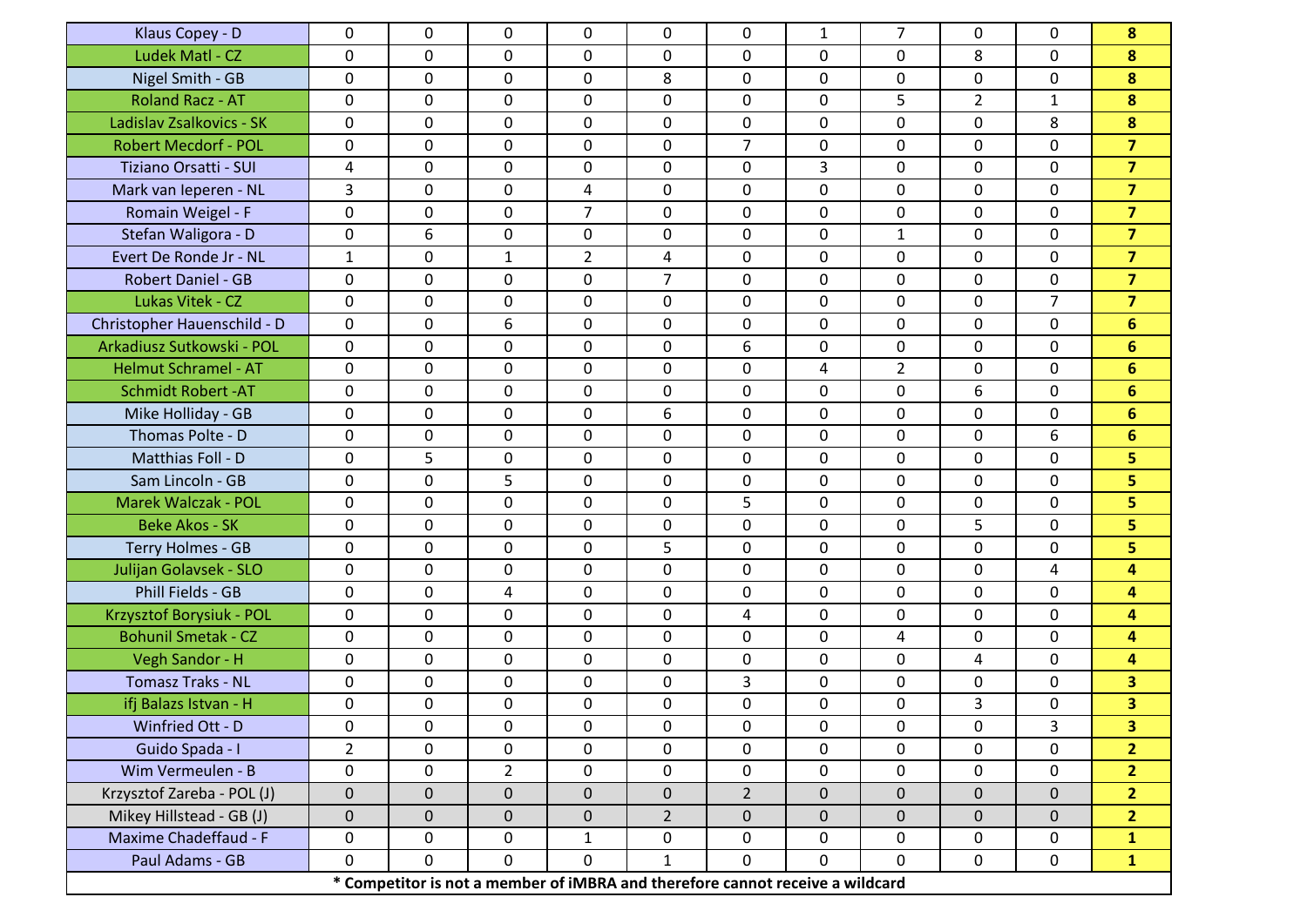| | | | | | | | | | | | |
|---|---|---|---|---|---|---|---|---|---|---|---|
| Klaus Copey - D | 0 | 0 | 0 | 0 | 0 | 0 | 1 | 7 | 0 | 0 | **8** |
| Ludek Matl - CZ | 0 | 0 | 0 | 0 | 0 | 0 | 0 | 0 | 8 | 0 | **8** |
| Nigel Smith - GB | 0 | 0 | 0 | 0 | 8 | 0 | 0 | 0 | 0 | 0 | **8** |
| Roland Racz - AT | 0 | 0 | 0 | 0 | 0 | 0 | 0 | 5 | 2 | 1 | **8** |
| Ladislav Zsalkovics - SK | 0 | 0 | 0 | 0 | 0 | 0 | 0 | 0 | 0 | 8 | **8** |
| Robert Mecdorf - POL | 0 | 0 | 0 | 0 | 0 | 7 | 0 | 0 | 0 | 0 | **7** |
| Tiziano Orsatti - SUI | 4 | 0 | 0 | 0 | 0 | 0 | 3 | 0 | 0 | 0 | **7** |
| Mark van Ieperen - NL | 3 | 0 | 0 | 4 | 0 | 0 | 0 | 0 | 0 | 0 | **7** |
| Romain Weigel - F | 0 | 0 | 0 | 7 | 0 | 0 | 0 | 0 | 0 | 0 | **7** |
| Stefan Waligora - D | 0 | 6 | 0 | 0 | 0 | 0 | 0 | 1 | 0 | 0 | **7** |
| Evert De Ronde Jr - NL | 1 | 0 | 1 | 2 | 4 | 0 | 0 | 0 | 0 | 0 | **7** |
| Robert Daniel - GB | 0 | 0 | 0 | 0 | 7 | 0 | 0 | 0 | 0 | 0 | **7** |
| Lukas Vitek - CZ | 0 | 0 | 0 | 0 | 0 | 0 | 0 | 0 | 0 | 7 | **7** |
| Christopher Hauenschild - D | 0 | 0 | 6 | 0 | 0 | 0 | 0 | 0 | 0 | 0 | **6** |
| Arkadiusz Sutkowski - POL | 0 | 0 | 0 | 0 | 0 | 6 | 0 | 0 | 0 | 0 | **6** |
| Helmut Schramel - AT | 0 | 0 | 0 | 0 | 0 | 0 | 4 | 2 | 0 | 0 | **6** |
| Schmidt Robert -AT | 0 | 0 | 0 | 0 | 0 | 0 | 0 | 0 | 6 | 0 | **6** |
| Mike Holliday - GB | 0 | 0 | 0 | 0 | 6 | 0 | 0 | 0 | 0 | 0 | **6** |
| Thomas Polte - D | 0 | 0 | 0 | 0 | 0 | 0 | 0 | 0 | 0 | 6 | **6** |
| Matthias Foll - D | 0 | 5 | 0 | 0 | 0 | 0 | 0 | 0 | 0 | 0 | **5** |
| Sam Lincoln - GB | 0 | 0 | 5 | 0 | 0 | 0 | 0 | 0 | 0 | 0 | **5** |
| Marek Walczak - POL | 0 | 0 | 0 | 0 | 0 | 5 | 0 | 0 | 0 | 0 | **5** |
| Beke Akos - SK | 0 | 0 | 0 | 0 | 0 | 0 | 0 | 0 | 5 | 0 | **5** |
| Terry Holmes - GB | 0 | 0 | 0 | 0 | 5 | 0 | 0 | 0 | 0 | 0 | **5** |
| Julijan Golavsek - SLO | 0 | 0 | 0 | 0 | 0 | 0 | 0 | 0 | 0 | 4 | **4** |
| Phill Fields - GB | 0 | 0 | 4 | 0 | 0 | 0 | 0 | 0 | 0 | 0 | **4** |
| Krzysztof Borysiuk - POL | 0 | 0 | 0 | 0 | 0 | 4 | 0 | 0 | 0 | 0 | **4** |
| Bohunil Smetak - CZ | 0 | 0 | 0 | 0 | 0 | 0 | 0 | 4 | 0 | 0 | **4** |
| Vegh Sandor - H | 0 | 0 | 0 | 0 | 0 | 0 | 0 | 0 | 4 | 0 | **4** |
| Tomasz Traks - NL | 0 | 0 | 0 | 0 | 0 | 3 | 0 | 0 | 0 | 0 | **3** |
| ifj Balazs Istvan - H | 0 | 0 | 0 | 0 | 0 | 0 | 0 | 0 | 3 | 0 | **3** |
| Winfried Ott - D | 0 | 0 | 0 | 0 | 0 | 0 | 0 | 0 | 0 | 3 | **3** |
| Guido Spada - I | 2 | 0 | 0 | 0 | 0 | 0 | 0 | 0 | 0 | 0 | **2** |
| Wim Vermeulen - B | 0 | 0 | 2 | 0 | 0 | 0 | 0 | 0 | 0 | 0 | **2** |
| Krzysztof Zareba - POL (J) | 0 | 0 | 0 | 0 | 0 | 2 | 0 | 0 | 0 | 0 | **2** |
| Mikey Hillstead - GB (J) | 0 | 0 | 0 | 0 | 2 | 0 | 0 | 0 | 0 | 0 | **2** |
| Maxime Chadeffaud - F | 0 | 0 | 0 | 1 | 0 | 0 | 0 | 0 | 0 | 0 | **1** |
| Paul Adams - GB | 0 | 0 | 0 | 0 | 1 | 0 | 0 | 0 | 0 | 0 | **1** |

**\* Competitor is not a member of iMBRA and therefore cannot receive a wildcard**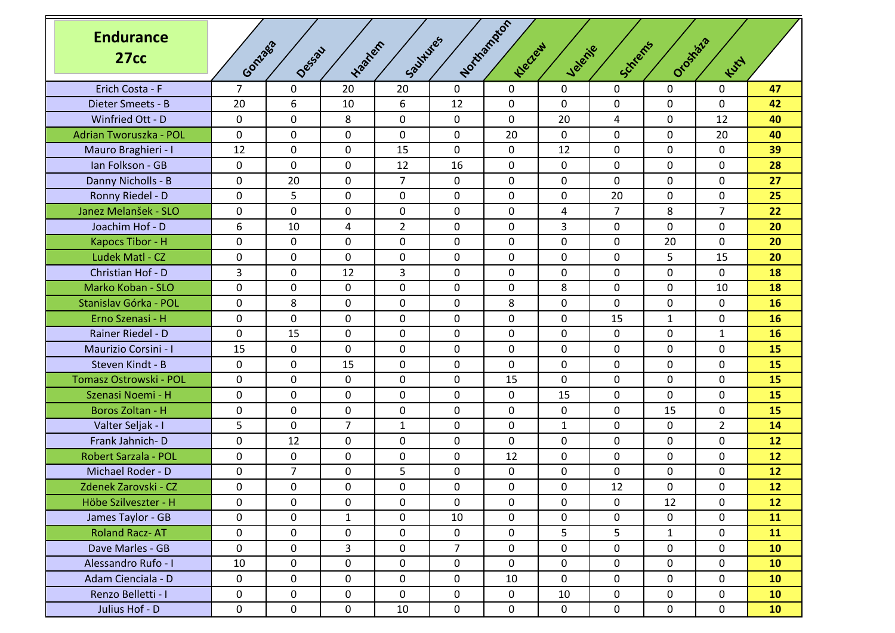| Endurance 27cc | Gonzaga | Dessau | Haarlem | Saulxures | Northampton | Kleczew | Velenje | Schrems | Orosháza | Kuty | |
|---|---|---|---|---|---|---|---|---|---|---|---|
| Erich Costa - F | 7 | 0 | 20 | 20 | 0 | 0 | 0 | 0 | 0 | 0 | **47** |
| Dieter Smeets - B | 20 | 6 | 10 | 6 | 12 | 0 | 0 | 0 | 0 | 0 | **42** |
| Winfried Ott - D | 0 | 0 | 8 | 0 | 0 | 0 | 20 | 4 | 0 | 12 | **40** |
| Adrian Tworuszka - POL | 0 | 0 | 0 | 0 | 0 | 20 | 0 | 0 | 0 | 20 | **40** |
| Mauro Braghieri - I | 12 | 0 | 0 | 15 | 0 | 0 | 12 | 0 | 0 | 0 | **39** |
| Ian Folkson - GB | 0 | 0 | 0 | 12 | 16 | 0 | 0 | 0 | 0 | 0 | **28** |
| Danny Nicholls - B | 0 | 20 | 0 | 7 | 0 | 0 | 0 | 0 | 0 | 0 | **27** |
| Ronny Riedel - D | 0 | 5 | 0 | 0 | 0 | 0 | 0 | 20 | 0 | 0 | **25** |
| Janez Melanšek - SLO | 0 | 0 | 0 | 0 | 0 | 0 | 4 | 7 | 8 | 7 | **22** |
| Joachim Hof - D | 6 | 10 | 4 | 2 | 0 | 0 | 3 | 0 | 0 | 0 | **20** |
| Kapocs Tibor - H | 0 | 0 | 0 | 0 | 0 | 0 | 0 | 0 | 20 | 0 | **20** |
| Ludek Matl - CZ | 0 | 0 | 0 | 0 | 0 | 0 | 0 | 0 | 5 | 15 | **20** |
| Christian Hof - D | 3 | 0 | 12 | 3 | 0 | 0 | 0 | 0 | 0 | 0 | **18** |
| Marko Koban - SLO | 0 | 0 | 0 | 0 | 0 | 0 | 8 | 0 | 0 | 10 | **18** |
| Stanislav Górka - POL | 0 | 8 | 0 | 0 | 0 | 8 | 0 | 0 | 0 | 0 | **16** |
| Erno Szenasi - H | 0 | 0 | 0 | 0 | 0 | 0 | 0 | 15 | 1 | 0 | **16** |
| Rainer Riedel - D | 0 | 15 | 0 | 0 | 0 | 0 | 0 | 0 | 0 | 1 | **16** |
| Maurizio Corsini - I | 15 | 0 | 0 | 0 | 0 | 0 | 0 | 0 | 0 | 0 | **15** |
| Steven Kindt - B | 0 | 0 | 15 | 0 | 0 | 0 | 0 | 0 | 0 | 0 | **15** |
| Tomasz Ostrowski - POL | 0 | 0 | 0 | 0 | 0 | 15 | 0 | 0 | 0 | 0 | **15** |
| Szenasi Noemi - H | 0 | 0 | 0 | 0 | 0 | 0 | 15 | 0 | 0 | 0 | **15** |
| Boros Zoltan - H | 0 | 0 | 0 | 0 | 0 | 0 | 0 | 0 | 15 | 0 | **15** |
| Valter Seljak - I | 5 | 0 | 7 | 1 | 0 | 0 | 1 | 0 | 0 | 2 | **14** |
| Frank Jahnich- D | 0 | 12 | 0 | 0 | 0 | 0 | 0 | 0 | 0 | 0 | **12** |
| Robert Sarzala - POL | 0 | 0 | 0 | 0 | 0 | 12 | 0 | 0 | 0 | 0 | **12** |
| Michael Roder - D | 0 | 7 | 0 | 5 | 0 | 0 | 0 | 0 | 0 | 0 | **12** |
| Zdenek Zarovski - CZ | 0 | 0 | 0 | 0 | 0 | 0 | 0 | 12 | 0 | 0 | **12** |
| Höbe Szilveszter - H | 0 | 0 | 0 | 0 | 0 | 0 | 0 | 0 | 12 | 0 | **12** |
| James Taylor - GB | 0 | 0 | 1 | 0 | 10 | 0 | 0 | 0 | 0 | 0 | **11** |
| Roland Racz- AT | 0 | 0 | 0 | 0 | 0 | 0 | 5 | 5 | 1 | 0 | **11** |
| Dave Marles - GB | 0 | 0 | 3 | 0 | 7 | 0 | 0 | 0 | 0 | 0 | **10** |
| Alessandro Rufo - I | 10 | 0 | 0 | 0 | 0 | 0 | 0 | 0 | 0 | 0 | **10** |
| Adam Cienciala - D | 0 | 0 | 0 | 0 | 0 | 10 | 0 | 0 | 0 | 0 | **10** |
| Renzo Belletti - I | 0 | 0 | 0 | 0 | 0 | 0 | 10 | 0 | 0 | 0 | **10** |
| Julius Hof - D | 0 | 0 | 0 | 10 | 0 | 0 | 0 | 0 | 0 | 0 | **10** |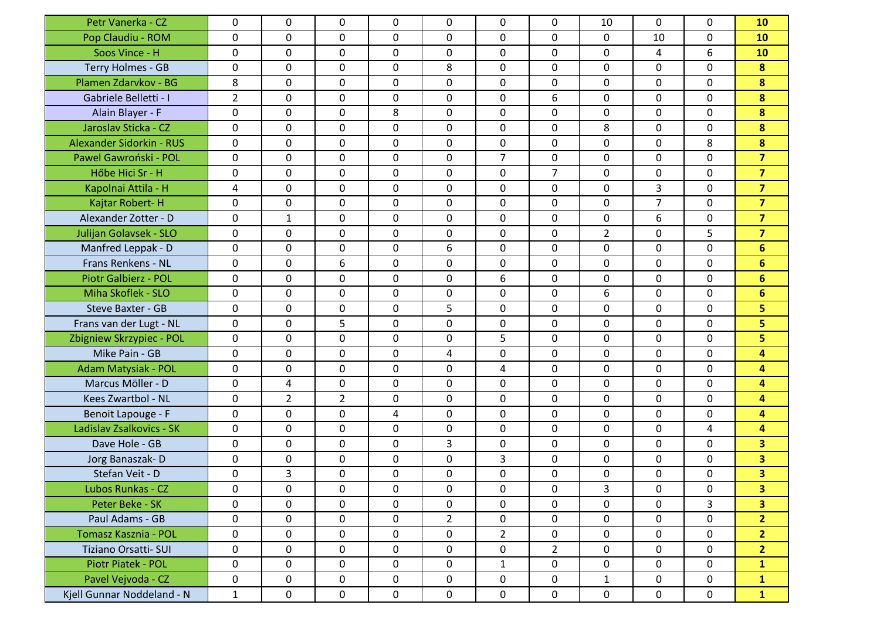| | | | | | | | | | | | |
|---|---|---|---|---|---|---|---|---|---|---|---|
| Petr Vanerka - CZ | 0 | 0 | 0 | 0 | 0 | 0 | 0 | 10 | 0 | 0 | **10** |
| Pop Claudiu - ROM | 0 | 0 | 0 | 0 | 0 | 0 | 0 | 0 | 10 | 0 | **10** |
| Soos Vince - H | 0 | 0 | 0 | 0 | 0 | 0 | 0 | 0 | 4 | 6 | **10** |
| Terry Holmes - GB | 0 | 0 | 0 | 0 | 8 | 0 | 0 | 0 | 0 | 0 | **8** |
| Plamen Zdarvkov - BG | 8 | 0 | 0 | 0 | 0 | 0 | 0 | 0 | 0 | 0 | **8** |
| Gabriele Belletti - I | 2 | 0 | 0 | 0 | 0 | 0 | 6 | 0 | 0 | 0 | **8** |
| Alain Blayer - F | 0 | 0 | 0 | 8 | 0 | 0 | 0 | 0 | 0 | 0 | **8** |
| Jaroslav Sticka - CZ | 0 | 0 | 0 | 0 | 0 | 0 | 0 | 8 | 0 | 0 | **8** |
| Alexander Sidorkin - RUS | 0 | 0 | 0 | 0 | 0 | 0 | 0 | 0 | 0 | 8 | **8** |
| Pawel Gawroński - POL | 0 | 0 | 0 | 0 | 0 | 7 | 0 | 0 | 0 | 0 | **7** |
| Hőbe Hici Sr - H | 0 | 0 | 0 | 0 | 0 | 0 | 7 | 0 | 0 | 0 | **7** |
| Kapolnai Attila - H | 4 | 0 | 0 | 0 | 0 | 0 | 0 | 0 | 3 | 0 | **7** |
| Kajtar Robert- H | 0 | 0 | 0 | 0 | 0 | 0 | 0 | 0 | 7 | 0 | **7** |
| Alexander Zotter - D | 0 | 1 | 0 | 0 | 0 | 0 | 0 | 0 | 6 | 0 | **7** |
| Julijan Golavsek - SLO | 0 | 0 | 0 | 0 | 0 | 0 | 0 | 2 | 0 | 5 | **7** |
| Manfred Leppak - D | 0 | 0 | 0 | 0 | 6 | 0 | 0 | 0 | 0 | 0 | **6** |
| Frans Renkens - NL | 0 | 0 | 6 | 0 | 0 | 0 | 0 | 0 | 0 | 0 | **6** |
| Piotr Galbierz - POL | 0 | 0 | 0 | 0 | 0 | 6 | 0 | 0 | 0 | 0 | **6** |
| Miha Skoflek - SLO | 0 | 0 | 0 | 0 | 0 | 0 | 0 | 6 | 0 | 0 | **6** |
| Steve Baxter - GB | 0 | 0 | 0 | 0 | 5 | 0 | 0 | 0 | 0 | 0 | **5** |
| Frans van der Lugt - NL | 0 | 0 | 5 | 0 | 0 | 0 | 0 | 0 | 0 | 0 | **5** |
| Zbigniew Skrzypiec - POL | 0 | 0 | 0 | 0 | 0 | 5 | 0 | 0 | 0 | 0 | **5** |
| Mike Pain - GB | 0 | 0 | 0 | 0 | 4 | 0 | 0 | 0 | 0 | 0 | **4** |
| Adam Matysiak - POL | 0 | 0 | 0 | 0 | 0 | 4 | 0 | 0 | 0 | 0 | **4** |
| Marcus Möller - D | 0 | 4 | 0 | 0 | 0 | 0 | 0 | 0 | 0 | 0 | **4** |
| Kees Zwartbol - NL | 0 | 2 | 2 | 0 | 0 | 0 | 0 | 0 | 0 | 0 | **4** |
| Benoit Lapouge - F | 0 | 0 | 0 | 4 | 0 | 0 | 0 | 0 | 0 | 0 | **4** |
| Ladislav Zsalkovics - SK | 0 | 0 | 0 | 0 | 0 | 0 | 0 | 0 | 0 | 4 | **4** |
| Dave Hole - GB | 0 | 0 | 0 | 0 | 3 | 0 | 0 | 0 | 0 | 0 | **3** |
| Jorg Banaszak- D | 0 | 0 | 0 | 0 | 0 | 3 | 0 | 0 | 0 | 0 | **3** |
| Stefan Veit - D | 0 | 3 | 0 | 0 | 0 | 0 | 0 | 0 | 0 | 0 | **3** |
| Lubos Runkas - CZ | 0 | 0 | 0 | 0 | 0 | 0 | 0 | 3 | 0 | 0 | **3** |
| Peter Beke - SK | 0 | 0 | 0 | 0 | 0 | 0 | 0 | 0 | 0 | 3 | **3** |
| Paul Adams - GB | 0 | 0 | 0 | 0 | 2 | 0 | 0 | 0 | 0 | 0 | **2** |
| Tomasz Kasznia - POL | 0 | 0 | 0 | 0 | 0 | 2 | 0 | 0 | 0 | 0 | **2** |
| Tiziano Orsatti- SUI | 0 | 0 | 0 | 0 | 0 | 0 | 2 | 0 | 0 | 0 | **2** |
| Piotr Piatek - POL | 0 | 0 | 0 | 0 | 0 | 1 | 0 | 0 | 0 | 0 | **1** |
| Pavel Vejvoda - CZ | 0 | 0 | 0 | 0 | 0 | 0 | 0 | 1 | 0 | 0 | **1** |
| Kjell Gunnar Noddeland - N | 1 | 0 | 0 | 0 | 0 | 0 | 0 | 0 | 0 | 0 | **1** |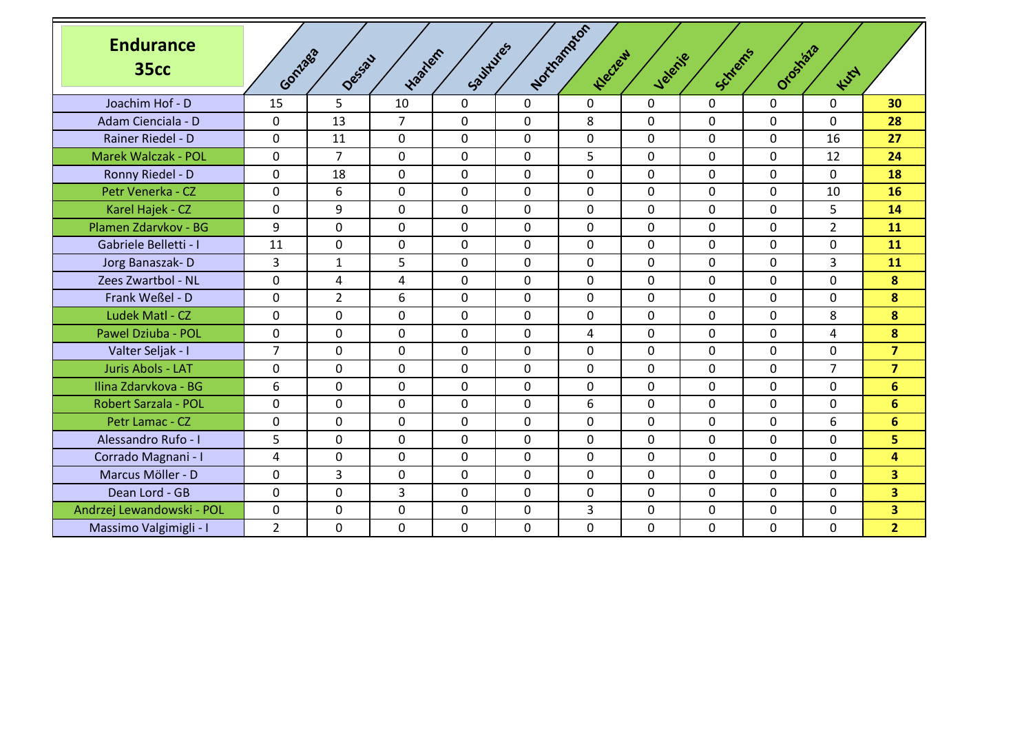| Endurance 35cc | Gonzaga | Dessau | Haarlem | Saulxures | Northampton | Kleczew | Velenje | Schrems | Orosháza | Kuty | |
|---|---|---|---|---|---|---|---|---|---|---|---|
| Joachim Hof - D | 15 | 5 | 10 | 0 | 0 | 0 | 0 | 0 | 0 | 0 | **30** |
| Adam Cienciala - D | 0 | 13 | 7 | 0 | 0 | 8 | 0 | 0 | 0 | 0 | **28** |
| Rainer Riedel - D | 0 | 11 | 0 | 0 | 0 | 0 | 0 | 0 | 0 | 16 | **27** |
| Marek Walczak - POL | 0 | 7 | 0 | 0 | 0 | 5 | 0 | 0 | 0 | 12 | **24** |
| Ronny Riedel - D | 0 | 18 | 0 | 0 | 0 | 0 | 0 | 0 | 0 | 0 | **18** |
| Petr Venerka - CZ | 0 | 6 | 0 | 0 | 0 | 0 | 0 | 0 | 0 | 10 | **16** |
| Karel Hajek - CZ | 0 | 9 | 0 | 0 | 0 | 0 | 0 | 0 | 0 | 5 | **14** |
| Plamen Zdarvkov - BG | 9 | 0 | 0 | 0 | 0 | 0 | 0 | 0 | 0 | 2 | **11** |
| Gabriele Belletti - I | 11 | 0 | 0 | 0 | 0 | 0 | 0 | 0 | 0 | 0 | **11** |
| Jorg Banaszak- D | 3 | 1 | 5 | 0 | 0 | 0 | 0 | 0 | 0 | 3 | **11** |
| Zees Zwartbol - NL | 0 | 4 | 4 | 0 | 0 | 0 | 0 | 0 | 0 | 0 | **8** |
| Frank Weßel - D | 0 | 2 | 6 | 0 | 0 | 0 | 0 | 0 | 0 | 0 | **8** |
| Ludek Matl - CZ | 0 | 0 | 0 | 0 | 0 | 0 | 0 | 0 | 0 | 8 | **8** |
| Pawel Dziuba - POL | 0 | 0 | 0 | 0 | 0 | 4 | 0 | 0 | 0 | 4 | **8** |
| Valter Seljak - I | 7 | 0 | 0 | 0 | 0 | 0 | 0 | 0 | 0 | 0 | **7** |
| Juris Abols - LAT | 0 | 0 | 0 | 0 | 0 | 0 | 0 | 0 | 0 | 7 | **7** |
| Ilina Zdarvkova - BG | 6 | 0 | 0 | 0 | 0 | 0 | 0 | 0 | 0 | 0 | **6** |
| Robert Sarzala - POL | 0 | 0 | 0 | 0 | 0 | 6 | 0 | 0 | 0 | 0 | **6** |
| Petr Lamac - CZ | 0 | 0 | 0 | 0 | 0 | 0 | 0 | 0 | 0 | 6 | **6** |
| Alessandro Rufo - I | 5 | 0 | 0 | 0 | 0 | 0 | 0 | 0 | 0 | 0 | **5** |
| Corrado Magnani - I | 4 | 0 | 0 | 0 | 0 | 0 | 0 | 0 | 0 | 0 | **4** |
| Marcus Möller - D | 0 | 3 | 0 | 0 | 0 | 0 | 0 | 0 | 0 | 0 | **3** |
| Dean Lord - GB | 0 | 0 | 3 | 0 | 0 | 0 | 0 | 0 | 0 | 0 | **3** |
| Andrzej Lewandowski - POL | 0 | 0 | 0 | 0 | 0 | 3 | 0 | 0 | 0 | 0 | **3** |
| Massimo Valgimigli - I | 2 | 0 | 0 | 0 | 0 | 0 | 0 | 0 | 0 | 0 | **2** |